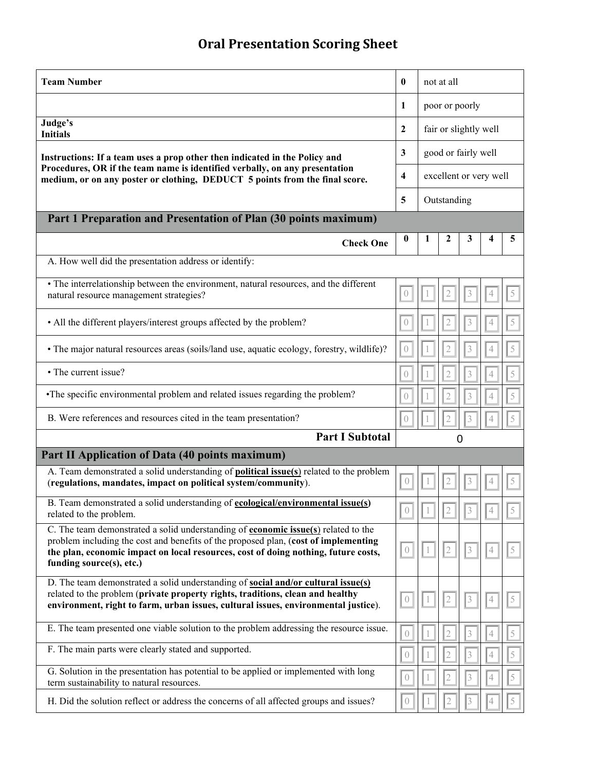# Oral Presentation Scoring Sheet

| | | |
|---|---|---|
| **Team Number** | **0** | not at all |
| | **1** | poor or poorly |
| **Judge's Initials** | **2** | fair or slightly well |
| **Instructions: If a team uses a prop other then indicated in the Policy and Procedures, OR if the team name is identified verbally, on any presentation medium, or on any poster or clothing, DEDUCT 5 points from the final score.** | **3** | good or fairly well |
| | **4** | excellent or very well |
| | **5** | Outstanding |

| **Part 1 Preparation and Presentation of Plan (30 points maximum)** | | | | | | |
|---|---|---|---|---|---|---|
| **Check One** | **0** | **1** | **2** | **3** | **4** | **5** |
| A. How well did the presentation address or identify: | | | | | | |
| • The interrelationship between the environment, natural resources, and the different natural resource management strategies? | 0 | 1 | 2 | 3 | 4 | 5 |
| • All the different players/interest groups affected by the problem? | 0 | 1 | 2 | 3 | 4 | 5 |
| • The major natural resources areas (soils/land use, aquatic ecology, forestry, wildlife)? | 0 | 1 | 2 | 3 | 4 | 5 |
| • The current issue? | 0 | 1 | 2 | 3 | 4 | 5 |
| •The specific environmental problem and related issues regarding the problem? | 0 | 1 | 2 | 3 | 4 | 5 |
| B. Were references and resources cited in the team presentation? | 0 | 1 | 2 | 3 | 4 | 5 |
| **Part I Subtotal** | 0 | | | | | |

| **Part II Application of Data (40 points maximum)** | | | | | | |
|---|---|---|---|---|---|---|
| A. Team demonstrated a solid understanding of **political issue(s)** related to the problem (**regulations, mandates, impact on political system/community**). | 0 | 1 | 2 | 3 | 4 | 5 |
| B. Team demonstrated a solid understanding of **ecological/environmental issue(s)** related to the problem. | 0 | 1 | 2 | 3 | 4 | 5 |
| C. The team demonstrated a solid understanding of **economic issue(s)** related to the problem including the cost and benefits of the proposed plan, (**cost of implementing the plan, economic impact on local resources, cost of doing nothing, future costs, funding source(s), etc.)** | 0 | 1 | 2 | 3 | 4 | 5 |
| D. The team demonstrated a solid understanding of **social and/or cultural issue(s)** related to the problem (**private property rights, traditions, clean and healthy environment, right to farm, urban issues, cultural issues, environmental justice**). | 0 | 1 | 2 | 3 | 4 | 5 |
| E. The team presented one viable solution to the problem addressing the resource issue. | 0 | 1 | 2 | 3 | 4 | 5 |
| F. The main parts were clearly stated and supported. | 0 | 1 | 2 | 3 | 4 | 5 |
| G. Solution in the presentation has potential to be applied or implemented with long term sustainability to natural resources. | 0 | 1 | 2 | 3 | 4 | 5 |
| H. Did the solution reflect or address the concerns of all affected groups and issues? | 0 | 1 | 2 | 3 | 4 | 5 |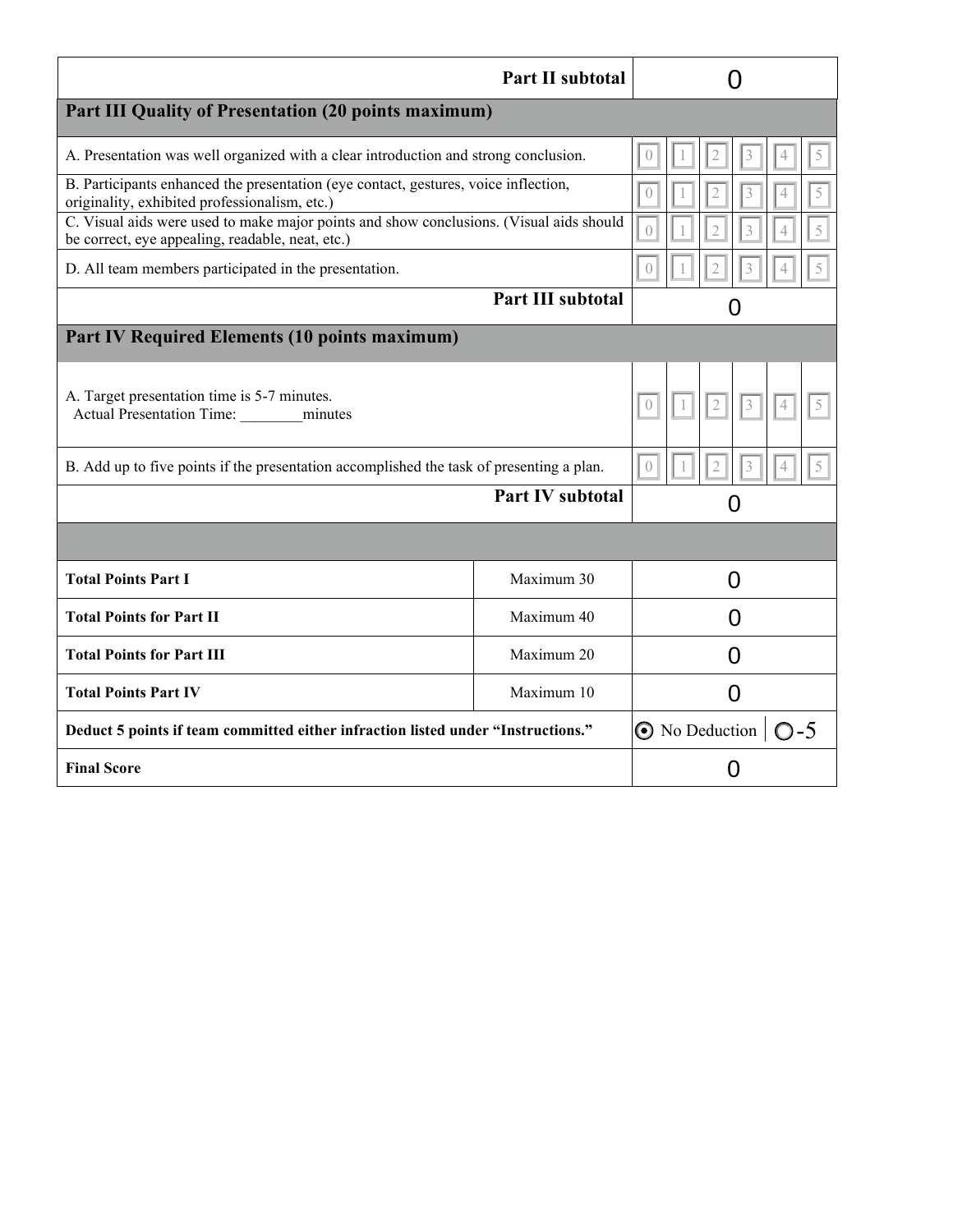| | | | | | | |
|---|---|---|---|---|---|---|
| **Part II subtotal** | 0 | | | | | |
| **Part III Quality of Presentation (20 points maximum)** | | | | | | |
| A. Presentation was well organized with a clear introduction and strong conclusion. | 0 | 1 | 2 | 3 | 4 | 5 |
| B. Participants enhanced the presentation (eye contact, gestures, voice inflection, originality, exhibited professionalism, etc.) | 0 | 1 | 2 | 3 | 4 | 5 |
| C. Visual aids were used to make major points and show conclusions. (Visual aids should be correct, eye appealing, readable, neat, etc.) | 0 | 1 | 2 | 3 | 4 | 5 |
| D. All team members participated in the presentation. | 0 | 1 | 2 | 3 | 4 | 5 |
| **Part III subtotal** | 0 | | | | | |
| **Part IV Required Elements (10 points maximum)** | | | | | | |
| A. Target presentation time is 5-7 minutes. Actual Presentation Time: ________minutes | 0 | 1 | 2 | 3 | 4 | 5 |
| B. Add up to five points if the presentation accomplished the task of presenting a plan. | 0 | 1 | 2 | 3 | 4 | 5 |
| **Part IV subtotal** | 0 | | | | | |

| | | |
|---|---|---|
| **Total Points Part I** | Maximum 30 | 0 |
| **Total Points for Part II** | Maximum 40 | 0 |
| **Total Points for Part III** | Maximum 20 | 0 |
| **Total Points Part IV** | Maximum 10 | 0 |
| **Deduct 5 points if team committed either infraction listed under "Instructions."** | | ⦿ No Deduction ◯ -5 |
| **Final Score** | | 0 |